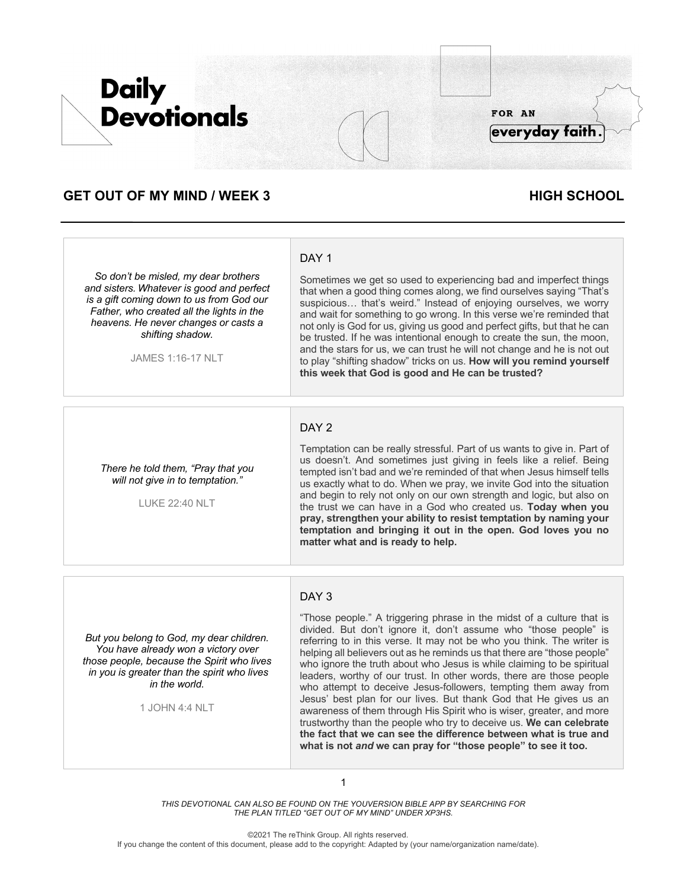# Daily Devotionals

FOR AN **everyday faith.**

## GET OUT OF MY MIND / WEEK 3 — HIGH SCHOOL

---

*So don't be misled, my dear brothers and sisters. Whatever is good and perfect is a gift coming down to us from God our Father, who created all the lights in the heavens. He never changes or casts a shifting shadow.*

JAMES 1:16-17 NLT

### DAY 1

Sometimes we get so used to experiencing bad and imperfect things that when a good thing comes along, we find ourselves saying "That's suspicious… that's weird." Instead of enjoying ourselves, we worry and wait for something to go wrong. In this verse we're reminded that not only is God for us, giving us good and perfect gifts, but that he can be trusted. If he was intentional enough to create the sun, the moon, and the stars for us, we can trust he will not change and he is not out to play "shifting shadow" tricks on us. **How will you remind yourself this week that God is good and He can be trusted?**

---

*There he told them, "Pray that you will not give in to temptation."*

LUKE 22:40 NLT

### DAY 2

Temptation can be really stressful. Part of us wants to give in. Part of us doesn't. And sometimes just giving in feels like a relief. Being tempted isn't bad and we're reminded of that when Jesus himself tells us exactly what to do. When we pray, we invite God into the situation and begin to rely not only on our own strength and logic, but also on the trust we can have in a God who created us. **Today when you pray, strengthen your ability to resist temptation by naming your temptation and bringing it out in the open. God loves you no matter what and is ready to help.**

---

*But you belong to God, my dear children. You have already won a victory over those people, because the Spirit who lives in you is greater than the spirit who lives in the world.*

1 JOHN 4:4 NLT

### DAY 3

"Those people." A triggering phrase in the midst of a culture that is divided. But don't ignore it, don't assume who "those people" is referring to in this verse. It may not be who you think. The writer is helping all believers out as he reminds us that there are "those people" who ignore the truth about who Jesus is while claiming to be spiritual leaders, worthy of our trust. In other words, there are those people who attempt to deceive Jesus-followers, tempting them away from Jesus' best plan for our lives. But thank God that He gives us an awareness of them through His Spirit who is wiser, greater, and more trustworthy than the people who try to deceive us. **We can celebrate the fact that we can see the difference between what is true and what is not *and* we can pray for "those people" to see it too.**

---

*THIS DEVOTIONAL CAN ALSO BE FOUND ON THE YOUVERSION BIBLE APP BY SEARCHING FOR THE PLAN TITLED "GET OUT OF MY MIND" UNDER XP3HS.*

©2021 The reThink Group. All rights reserved.
If you change the content of this document, please add to the copyright: Adapted by (your name/organization name/date).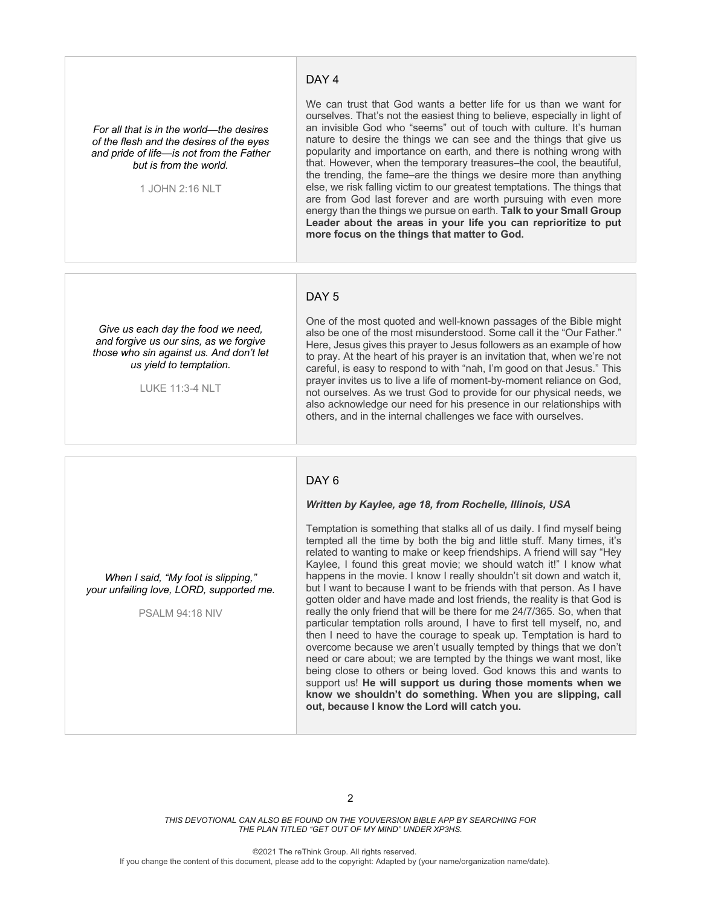## DAY 4

*For all that is in the world—the desires of the flesh and the desires of the eyes and pride of life—is not from the Father but is from the world.*

1 JOHN 2:16 NLT

We can trust that God wants a better life for us than we want for ourselves. That's not the easiest thing to believe, especially in light of an invisible God who "seems" out of touch with culture. It's human nature to desire the things we can see and the things that give us popularity and importance on earth, and there is nothing wrong with that. However, when the temporary treasures–the cool, the beautiful, the trending, the fame–are the things we desire more than anything else, we risk falling victim to our greatest temptations. The things that are from God last forever and are worth pursuing with even more energy than the things we pursue on earth. **Talk to your Small Group Leader about the areas in your life you can reprioritize to put more focus on the things that matter to God.**

## DAY 5

*Give us each day the food we need, and forgive us our sins, as we forgive those who sin against us. And don't let us yield to temptation.*

LUKE 11:3-4 NLT

One of the most quoted and well-known passages of the Bible might also be one of the most misunderstood. Some call it the "Our Father." Here, Jesus gives this prayer to Jesus followers as an example of how to pray. At the heart of his prayer is an invitation that, when we're not careful, is easy to respond to with "nah, I'm good on that Jesus." This prayer invites us to live a life of moment-by-moment reliance on God, not ourselves. As we trust God to provide for our physical needs, we also acknowledge our need for his presence in our relationships with others, and in the internal challenges we face with ourselves.

## DAY 6

*When I said, "My foot is slipping," your unfailing love, LORD, supported me.*

PSALM 94:18 NIV

***Written by Kaylee, age 18, from Rochelle, Illinois, USA***

Temptation is something that stalks all of us daily. I find myself being tempted all the time by both the big and little stuff. Many times, it's related to wanting to make or keep friendships. A friend will say "Hey Kaylee, I found this great movie; we should watch it!" I know what happens in the movie. I know I really shouldn't sit down and watch it, but I want to because I want to be friends with that person. As I have gotten older and have made and lost friends, the reality is that God is really the only friend that will be there for me 24/7/365. So, when that particular temptation rolls around, I have to first tell myself, no, and then I need to have the courage to speak up. Temptation is hard to overcome because we aren't usually tempted by things that we don't need or care about; we are tempted by the things we want most, like being close to others or being loved. God knows this and wants to support us! **He will support us during those moments when we know we shouldn't do something. When you are slipping, call out, because I know the Lord will catch you.**

*THIS DEVOTIONAL CAN ALSO BE FOUND ON THE YOUVERSION BIBLE APP BY SEARCHING FOR THE PLAN TITLED "GET OUT OF MY MIND" UNDER XP3HS.*

©2021 The reThink Group. All rights reserved.
If you change the content of this document, please add to the copyright: Adapted by (your name/organization name/date).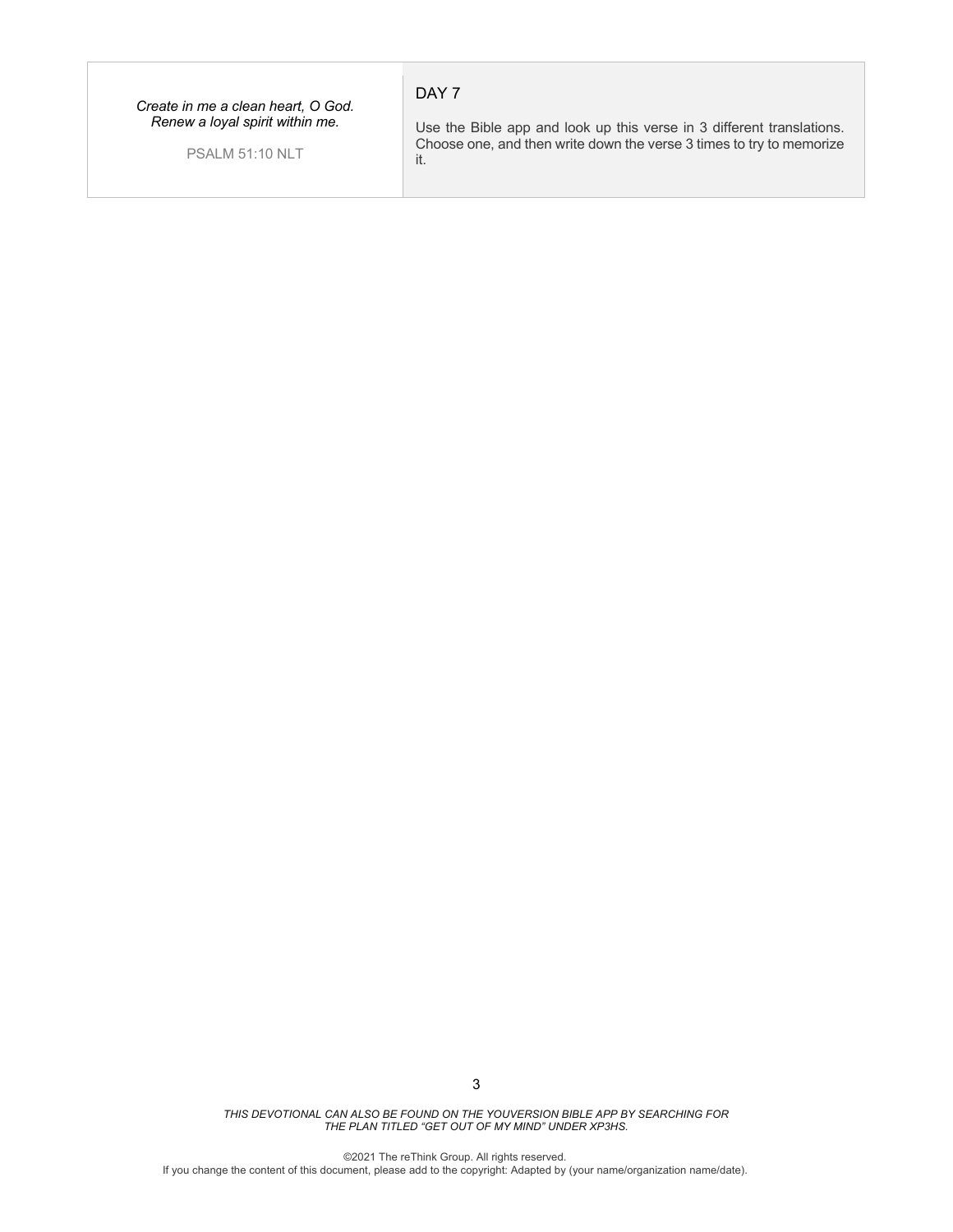| | |
|---|---|
| *Create in me a clean heart, O God.*<br>*Renew a loyal spirit within me.*<br><br>PSALM 51:10 NLT | DAY 7<br><br>Use the Bible app and look up this verse in 3 different translations. Choose one, and then write down the verse 3 times to try to memorize it. |

*THIS DEVOTIONAL CAN ALSO BE FOUND ON THE YOUVERSION BIBLE APP BY SEARCHING FOR THE PLAN TITLED "GET OUT OF MY MIND" UNDER XP3HS.*

©2021 The reThink Group. All rights reserved.
If you change the content of this document, please add to the copyright: Adapted by (your name/organization name/date).